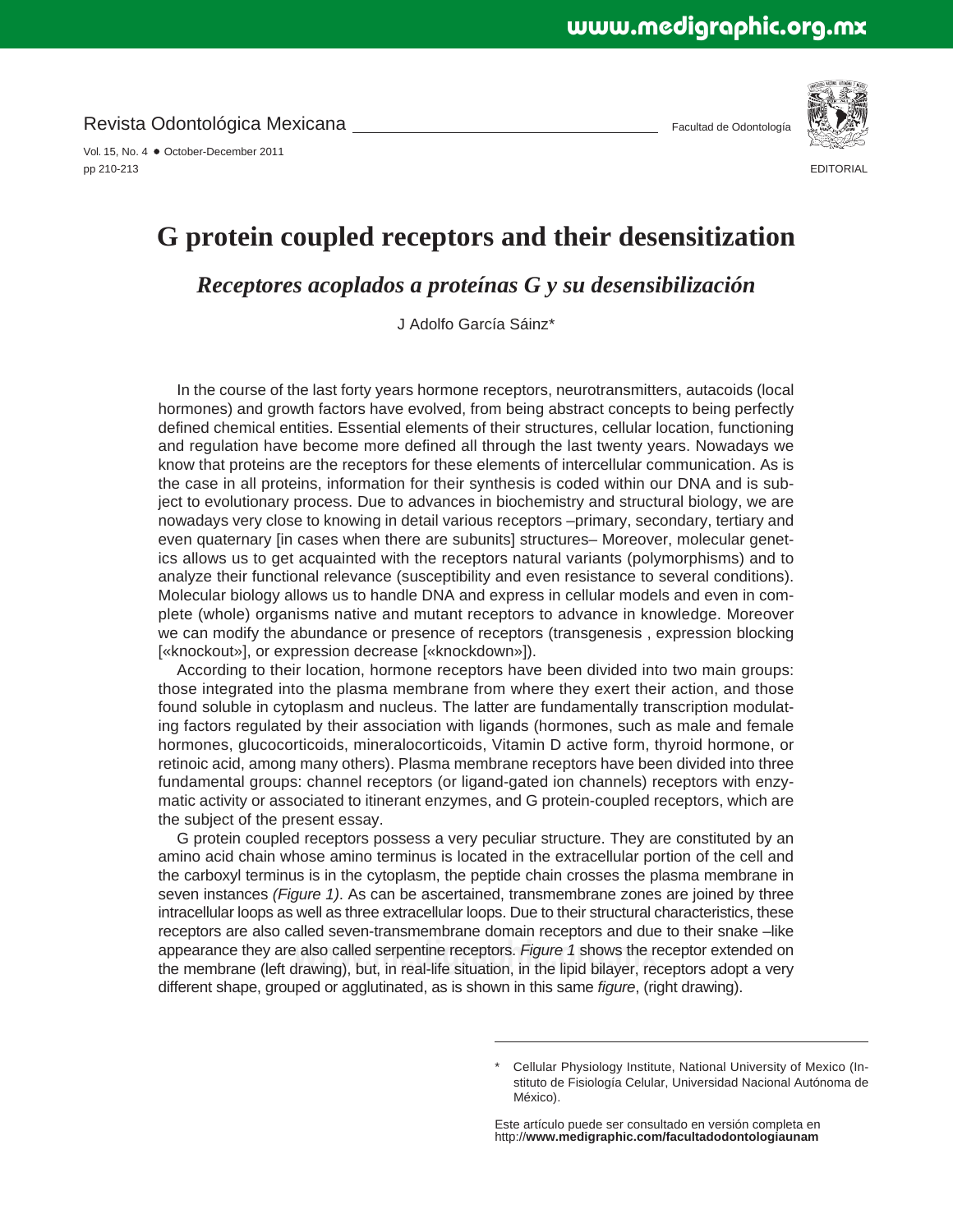EDITORIAL

# G protein coupled receptors and their desensitization

## *Receptores acoplados a proteínas G y su desensibilización*

J Adolfo García Sáinz*

In the course of the last forty years hormone receptors, neurotransmitters, autacoids (local hormones) and growth factors have evolved, from being abstract concepts to being perfectly defined chemical entities. Essential elements of their structures, cellular location, functioning and regulation have become more defined all through the last twenty years. Nowadays we know that proteins are the receptors for these elements of intercellular communication. As is the case in all proteins, information for their synthesis is coded within our DNA and is subject to evolutionary process. Due to advances in biochemistry and structural biology, we are nowadays very close to knowing in detail various receptors –primary, secondary, tertiary and even quaternary [in cases when there are subunits] structures– Moreover, molecular genetics allows us to get acquainted with the receptors natural variants (polymorphisms) and to analyze their functional relevance (susceptibility and even resistance to several conditions). Molecular biology allows us to handle DNA and express in cellular models and even in complete (whole) organisms native and mutant receptors to advance in knowledge. Moreover we can modify the abundance or presence of receptors (transgenesis , expression blocking [«knockout»], or expression decrease [«knockdown»]).

According to their location, hormone receptors have been divided into two main groups: those integrated into the plasma membrane from where they exert their action, and those found soluble in cytoplasm and nucleus. The latter are fundamentally transcription modulating factors regulated by their association with ligands (hormones, such as male and female hormones, glucocorticoids, mineralocorticoids, Vitamin D active form, thyroid hormone, or retinoic acid, among many others). Plasma membrane receptors have been divided into three fundamental groups: channel receptors (or ligand-gated ion channels) receptors with enzymatic activity or associated to itinerant enzymes, and G protein-coupled receptors, which are the subject of the present essay.

G protein coupled receptors possess a very peculiar structure. They are constituted by an amino acid chain whose amino terminus is located in the extracellular portion of the cell and the carboxyl terminus is in the cytoplasm, the peptide chain crosses the plasma membrane in seven instances *(Figure 1)*. As can be ascertained, transmembrane zones are joined by three intracellular loops as well as three extracellular loops. Due to their structural characteristics, these receptors are also called seven-transmembrane domain receptors and due to their snake –like appearance they are also called serpentine receptors. *Figure 1* shows the receptor extended on the membrane (left drawing), but, in real-life situation, in the lipid bilayer, receptors adopt a very different shape, grouped or agglutinated, as is shown in this same *figure*, (right drawing).

---

\* Cellular Physiology Institute, National University of Mexico (Instituto de Fisiología Celular, Universidad Nacional Autónoma de México).

Este artículo puede ser consultado en versión completa en http://**www.medigraphic.com/facultadodontologiaunam**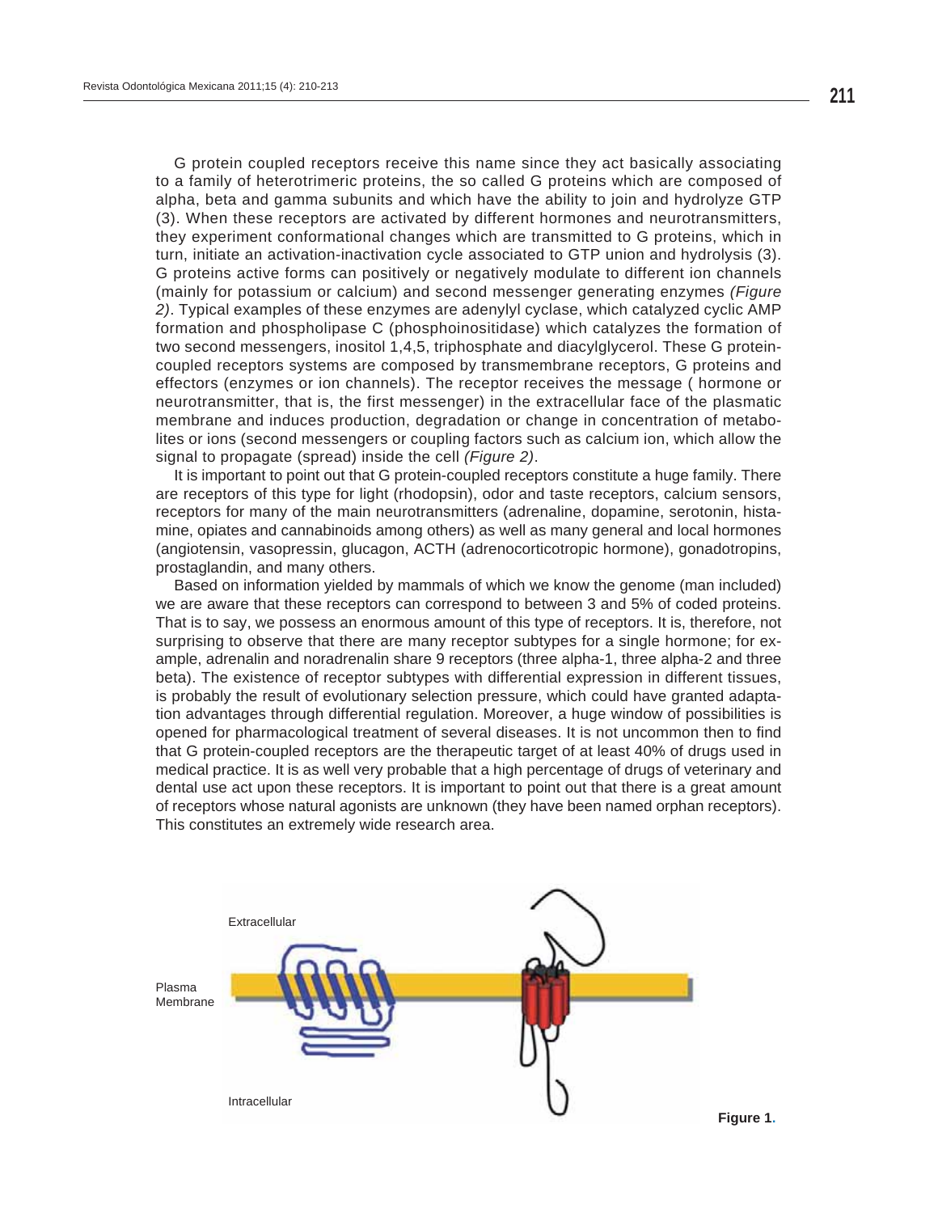G protein coupled receptors receive this name since they act basically associating to a family of heterotrimeric proteins, the so called G proteins which are composed of alpha, beta and gamma subunits and which have the ability to join and hydrolyze GTP (3). When these receptors are activated by different hormones and neurotransmitters, they experiment conformational changes which are transmitted to G proteins, which in turn, initiate an activation-inactivation cycle associated to GTP union and hydrolysis (3). G proteins active forms can positively or negatively modulate to different ion channels (mainly for potassium or calcium) and second messenger generating enzymes *(Figure 2)*. Typical examples of these enzymes are adenylyl cyclase, which catalyzed cyclic AMP formation and phospholipase C (phosphoinositidase) which catalyzes the formation of two second messengers, inositol 1,4,5, triphosphate and diacylglycerol. These G protein-coupled receptors systems are composed by transmembrane receptors, G proteins and effectors (enzymes or ion channels). The receptor receives the message ( hormone or neurotransmitter, that is, the first messenger) in the extracellular face of the plasmatic membrane and induces production, degradation or change in concentration of metabolites or ions (second messengers or coupling factors such as calcium ion, which allow the signal to propagate (spread) inside the cell *(Figure 2)*.

It is important to point out that G protein-coupled receptors constitute a huge family. There are receptors of this type for light (rhodopsin), odor and taste receptors, calcium sensors, receptors for many of the main neurotransmitters (adrenaline, dopamine, serotonin, histamine, opiates and cannabinoids among others) as well as many general and local hormones (angiotensin, vasopressin, glucagon, ACTH (adrenocorticotropic hormone), gonadotropins, prostaglandin, and many others.

Based on information yielded by mammals of which we know the genome (man included) we are aware that these receptors can correspond to between 3 and 5% of coded proteins. That is to say, we possess an enormous amount of this type of receptors. It is, therefore, not surprising to observe that there are many receptor subtypes for a single hormone; for example, adrenalin and noradrenalin share 9 receptors (three alpha-1, three alpha-2 and three beta). The existence of receptor subtypes with differential expression in different tissues, is probably the result of evolutionary selection pressure, which could have granted adaptation advantages through differential regulation. Moreover, a huge window of possibilities is opened for pharmacological treatment of several diseases. It is not uncommon then to find that G protein-coupled receptors are the therapeutic target of at least 40% of drugs used in medical practice. It is as well very probable that a high percentage of drugs of veterinary and dental use act upon these receptors. It is important to point out that there is a great amount of receptors whose natural agonists are unknown (they have been named orphan receptors). This constitutes an extremely wide research area.

Extracellular

Plasma Membrane

Intracellular

**Figure 1.**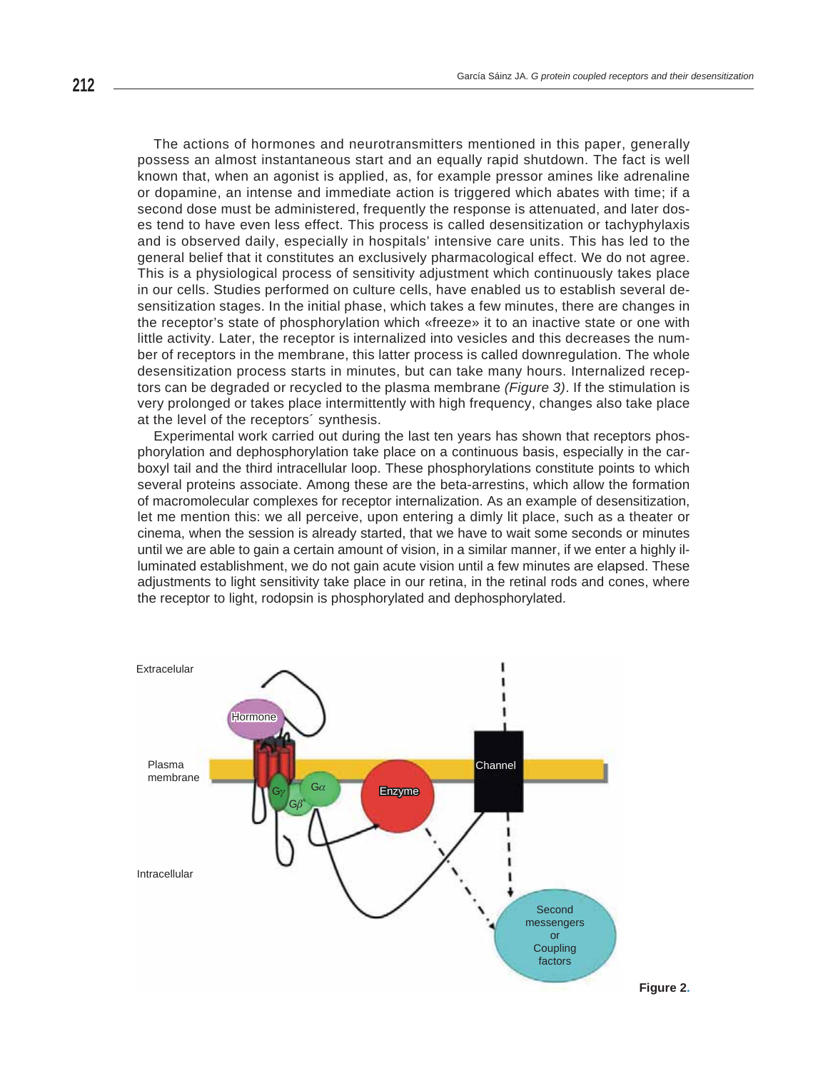The actions of hormones and neurotransmitters mentioned in this paper, generally possess an almost instantaneous start and an equally rapid shutdown. The fact is well known that, when an agonist is applied, as, for example pressor amines like adrenaline or dopamine, an intense and immediate action is triggered which abates with time; if a second dose must be administered, frequently the response is attenuated, and later doses tend to have even less effect. This process is called desensitization or tachyphylaxis and is observed daily, especially in hospitals' intensive care units. This has led to the general belief that it constitutes an exclusively pharmacological effect. We do not agree. This is a physiological process of sensitivity adjustment which continuously takes place in our cells. Studies performed on culture cells, have enabled us to establish several desensitization stages. In the initial phase, which takes a few minutes, there are changes in the receptor's state of phosphorylation which «freeze» it to an inactive state or one with little activity. Later, the receptor is internalized into vesicles and this decreases the number of receptors in the membrane, this latter process is called downregulation. The whole desensitization process starts in minutes, but can take many hours. Internalized receptors can be degraded or recycled to the plasma membrane *(Figure 3)*. If the stimulation is very prolonged or takes place intermittently with high frequency, changes also take place at the level of the receptors´ synthesis.

Experimental work carried out during the last ten years has shown that receptors phosphorylation and dephosphorylation take place on a continuous basis, especially in the carboxyl tail and the third intracellular loop. These phosphorylations constitute points to which several proteins associate. Among these are the beta-arrestins, which allow the formation of macromolecular complexes for receptor internalization. As an example of desensitization, let me mention this: we all perceive, upon entering a dimly lit place, such as a theater or cinema, when the session is already started, that we have to wait some seconds or minutes until we are able to gain a certain amount of vision, in a similar manner, if we enter a highly illuminated establishment, we do not gain acute vision until a few minutes are elapsed. These adjustments to light sensitivity take place in our retina, in the retinal rods and cones, where the receptor to light, rodopsin is phosphorylated and dephosphorylated.

Extracelular

Hormone

Plasma membrane

Channel

$G\gamma$ $G\alpha$ $G\beta$

Enzyme

Intracellular

Second messengers or Coupling factors

**Figure 2.**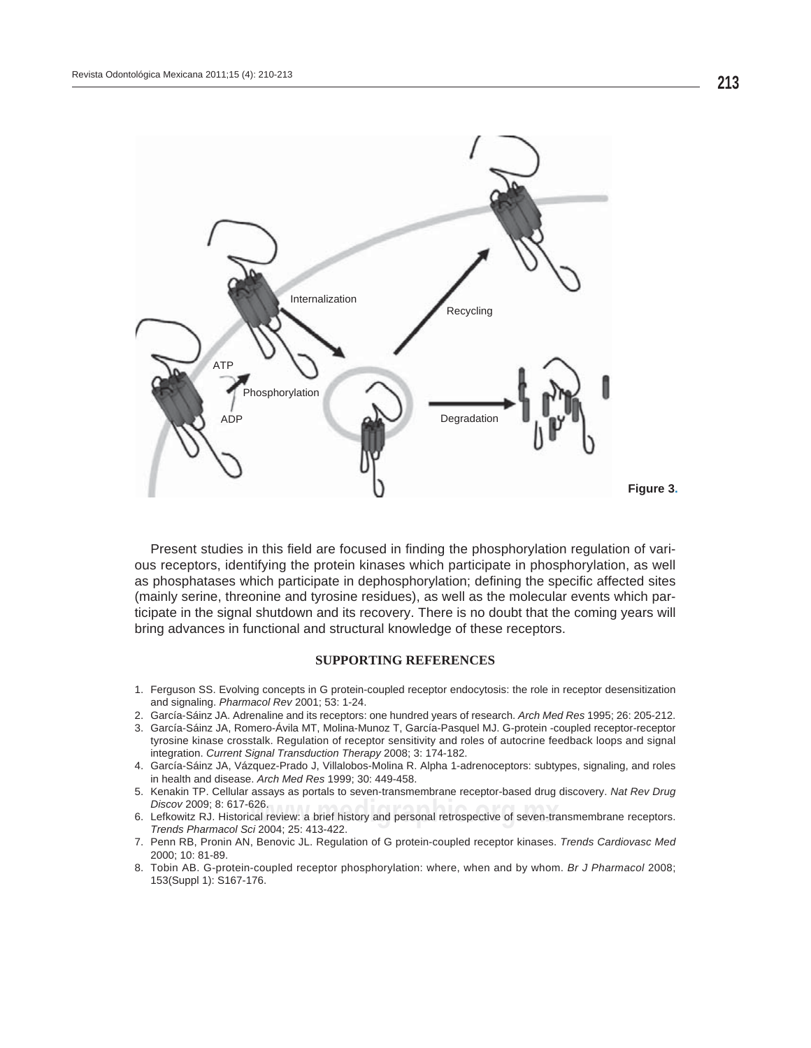Internalization

Recycling

ATP

Phosphorylation

ADP

Degradation

**Figure 3.**

Present studies in this field are focused in finding the phosphorylation regulation of various receptors, identifying the protein kinases which participate in phosphorylation, as well as phosphatases which participate in dephosphorylation; defining the specific affected sites (mainly serine, threonine and tyrosine residues), as well as the molecular events which participate in the signal shutdown and its recovery. There is no doubt that the coming years will bring advances in functional and structural knowledge of these receptors.

## SUPPORTING REFERENCES

1. Ferguson SS. Evolving concepts in G protein-coupled receptor endocytosis: the role in receptor desensitization and signaling. *Pharmacol Rev* 2001; 53: 1-24.
2. García-Sáinz JA. Adrenaline and its receptors: one hundred years of research. *Arch Med Res* 1995; 26: 205-212.
3. García-Sáinz JA, Romero-Ávila MT, Molina-Munoz T, García-Pasquel MJ. G-protein -coupled receptor-receptor tyrosine kinase crosstalk. Regulation of receptor sensitivity and roles of autocrine feedback loops and signal integration. *Current Signal Transduction Therapy* 2008; 3: 174-182.
4. García-Sáinz JA, Vázquez-Prado J, Villalobos-Molina R. Alpha 1-adrenoceptors: subtypes, signaling, and roles in health and disease. *Arch Med Res* 1999; 30: 449-458.
5. Kenakin TP. Cellular assays as portals to seven-transmembrane receptor-based drug discovery. *Nat Rev Drug Discov* 2009; 8: 617-626.
6. Lefkowitz RJ. Historical review: a brief history and personal retrospective of seven-transmembrane receptors. *Trends Pharmacol Sci* 2004; 25: 413-422.
7. Penn RB, Pronin AN, Benovic JL. Regulation of G protein-coupled receptor kinases. *Trends Cardiovasc Med* 2000; 10: 81-89.
8. Tobin AB. G-protein-coupled receptor phosphorylation: where, when and by whom. *Br J Pharmacol* 2008; 153(Suppl 1): S167-176.